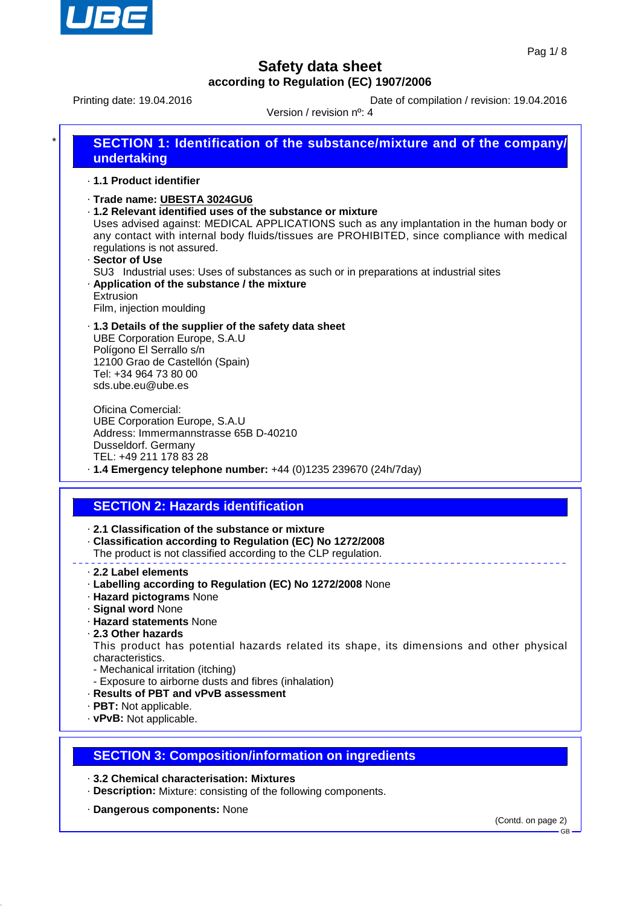# Safety data sheet

**according to Regulation (EC) 1907/2006**

Printing date: 19.04.2016 Date of compilation / revision: 19.04.2016

Version / revision nº: 4

## SECTION 1: Identification of the substance/mixture and of the company/ undertaking

· **1.1 Product identifier**

· **Trade name: UBESTA 3024GU6**

· **1.2 Relevant identified uses of the substance or mixture**

Uses advised against: MEDICAL APPLICATIONS such as any implantation in the human body or any contact with internal body fluids/tissues are PROHIBITED, since compliance with medical regulations is not assured.

· **Sector of Use**

SU3 Industrial uses: Uses of substances as such or in preparations at industrial sites

· **Application of the substance / the mixture**

Extrusion

Film, injection moulding

· **1.3 Details of the supplier of the safety data sheet**

UBE Corporation Europe, S.A.U
Polígono El Serrallo s/n
12100 Grao de Castellón (Spain)
Tel: +34 964 73 80 00
sds.ube.eu@ube.es

Oficina Comercial:
UBE Corporation Europe, S.A.U
Address: Immermannstrasse 65B D-40210
Dusseldorf. Germany
TEL: +49 211 178 83 28

· **1.4 Emergency telephone number:** +44 (0)1235 239670 (24h/7day)

## SECTION 2: Hazards identification

· **2.1 Classification of the substance or mixture**

· **Classification according to Regulation (EC) No 1272/2008**

The product is not classified according to the CLP regulation.

· **2.2 Label elements**

· **Labelling according to Regulation (EC) No 1272/2008** None

· **Hazard pictograms** None

· **Signal word** None

· **Hazard statements** None

· **2.3 Other hazards**

This product has potential hazards related its shape, its dimensions and other physical characteristics.

- Mechanical irritation (itching)
- Exposure to airborne dusts and fibres (inhalation)

· **Results of PBT and vPvB assessment**

· **PBT:** Not applicable.

· **vPvB:** Not applicable.

## SECTION 3: Composition/information on ingredients

· **3.2 Chemical characterisation: Mixtures**

· **Description:** Mixture: consisting of the following components.

· **Dangerous components:** None

(Contd. on page 2)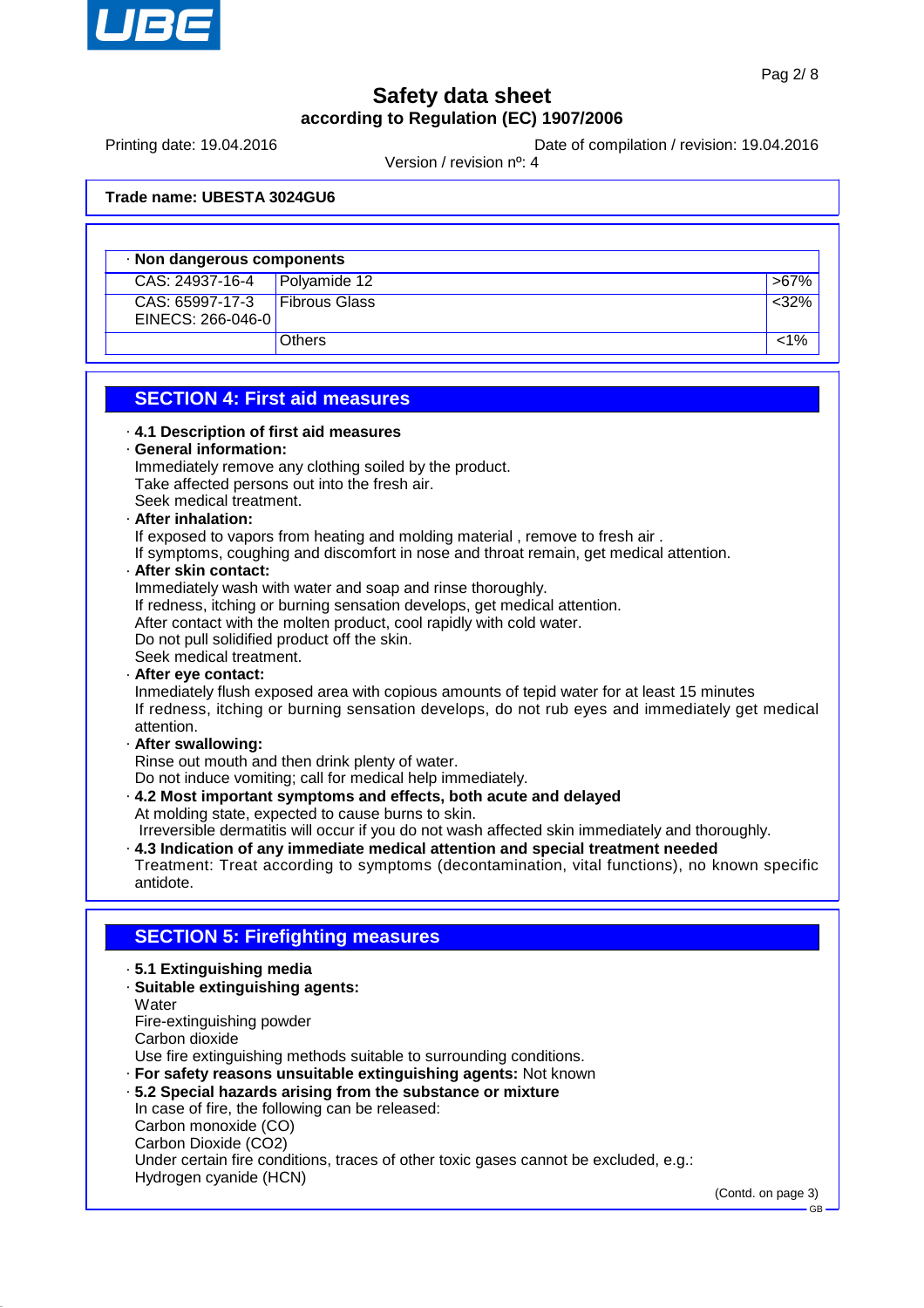# Safety data sheet

**according to Regulation (EC) 1907/2006**

Printing date: 19.04.2016 Date of compilation / revision: 19.04.2016

Version / revision nº: 4

**Trade name: UBESTA 3024GU6**

| · **Non dangerous components** | | |
|---|---|---|
| CAS: 24937-16-4 | Polyamide 12 | >67% |
| CAS: 65997-17-3<br>EINECS: 266-046-0 | Fibrous Glass | <32% |
| | Others | <1% |

## SECTION 4: First aid measures

· **4.1 Description of first aid measures**

· **General information:**
Immediately remove any clothing soiled by the product.
Take affected persons out into the fresh air.
Seek medical treatment.

· **After inhalation:**
If exposed to vapors from heating and molding material , remove to fresh air .
If symptoms, coughing and discomfort in nose and throat remain, get medical attention.

· **After skin contact:**
Immediately wash with water and soap and rinse thoroughly.
If redness, itching or burning sensation develops, get medical attention.
After contact with the molten product, cool rapidly with cold water.
Do not pull solidified product off the skin.
Seek medical treatment.

· **After eye contact:**
Inmediately flush exposed area with copious amounts of tepid water for at least 15 minutes
If redness, itching or burning sensation develops, do not rub eyes and immediately get medical attention.

· **After swallowing:**
Rinse out mouth and then drink plenty of water.
Do not induce vomiting; call for medical help immediately.

· **4.2 Most important symptoms and effects, both acute and delayed**
At molding state, expected to cause burns to skin.
Irreversible dermatitis will occur if you do not wash affected skin immediately and thoroughly.

· **4.3 Indication of any immediate medical attention and special treatment needed**
Treatment: Treat according to symptoms (decontamination, vital functions), no known specific antidote.

## SECTION 5: Firefighting measures

· **5.1 Extinguishing media**

· **Suitable extinguishing agents:**
Water
Fire-extinguishing powder
Carbon dioxide
Use fire extinguishing methods suitable to surrounding conditions.

· **For safety reasons unsuitable extinguishing agents:** Not known

· **5.2 Special hazards arising from the substance or mixture**
In case of fire, the following can be released:
Carbon monoxide (CO)
Carbon Dioxide ($CO_2$)
Under certain fire conditions, traces of other toxic gases cannot be excluded, e.g.:
Hydrogen cyanide (HCN)

(Contd. on page 3)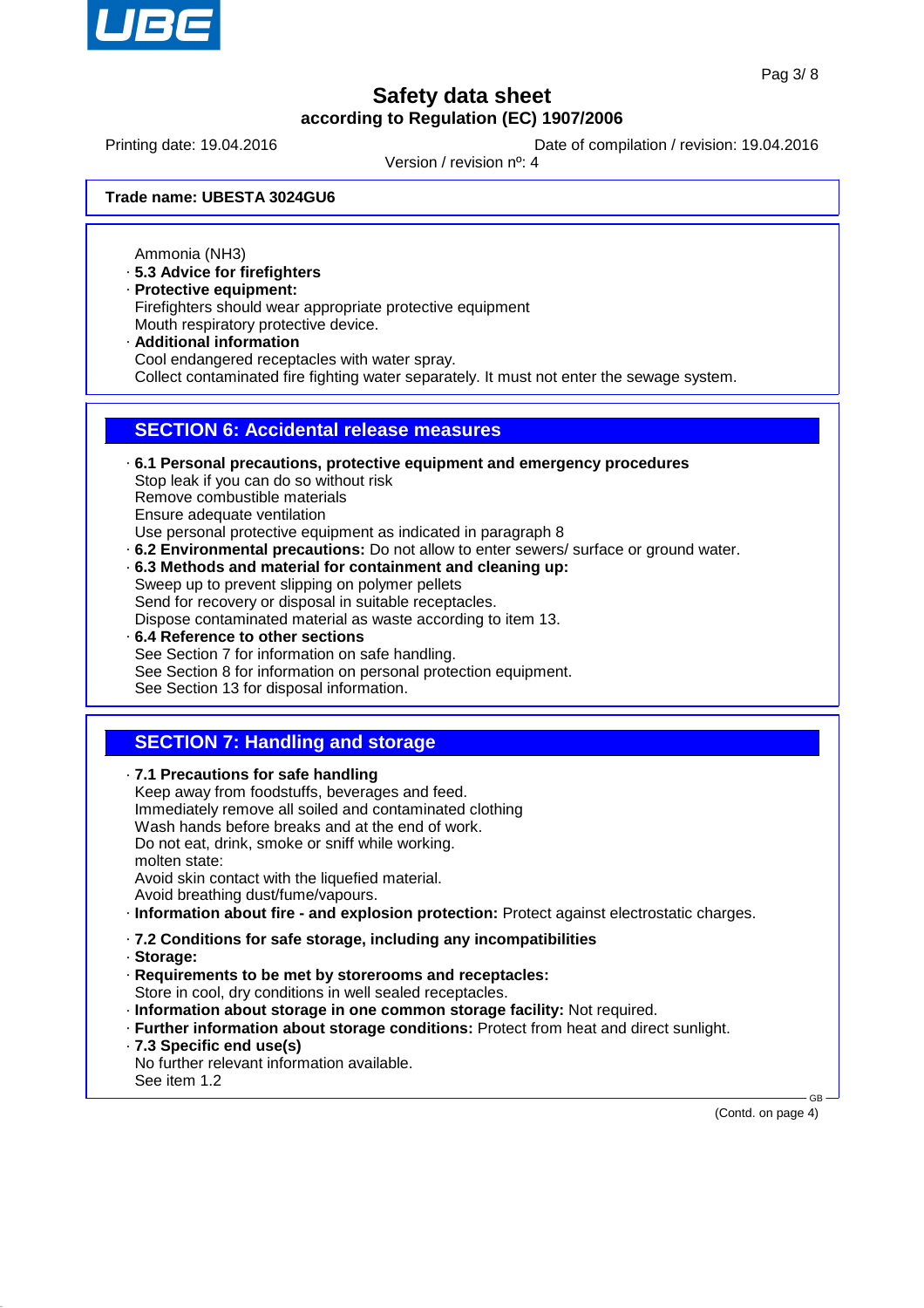# Safety data sheet

**according to Regulation (EC) 1907/2006**

Printing date: 19.04.2016 Date of compilation / revision: 19.04.2016

Version / revision nº: 4

**Trade name: UBESTA 3024GU6**

Ammonia ($NH_3$)

- **5.3 Advice for firefighters**
- **Protective equipment:**
  Firefighters should wear appropriate protective equipment
  Mouth respiratory protective device.
- **Additional information**
  Cool endangered receptacles with water spray.
  Collect contaminated fire fighting water separately. It must not enter the sewage system.

## SECTION 6: Accidental release measures

- **6.1 Personal precautions, protective equipment and emergency procedures**
  Stop leak if you can do so without risk
  Remove combustible materials
  Ensure adequate ventilation
  Use personal protective equipment as indicated in paragraph 8
- **6.2 Environmental precautions:** Do not allow to enter sewers/ surface or ground water.
- **6.3 Methods and material for containment and cleaning up:**
  Sweep up to prevent slipping on polymer pellets
  Send for recovery or disposal in suitable receptacles.
  Dispose contaminated material as waste according to item 13.
- **6.4 Reference to other sections**
  See Section 7 for information on safe handling.
  See Section 8 for information on personal protection equipment.
  See Section 13 for disposal information.

## SECTION 7: Handling and storage

- **7.1 Precautions for safe handling**
  Keep away from foodstuffs, beverages and feed.
  Immediately remove all soiled and contaminated clothing
  Wash hands before breaks and at the end of work.
  Do not eat, drink, smoke or sniff while working.
  molten state:
  Avoid skin contact with the liquefied material.
  Avoid breathing dust/fume/vapours.
- **Information about fire - and explosion protection:** Protect against electrostatic charges.

- **7.2 Conditions for safe storage, including any incompatibilities**
- **Storage:**
- **Requirements to be met by storerooms and receptacles:**
  Store in cool, dry conditions in well sealed receptacles.
- **Information about storage in one common storage facility:** Not required.
- **Further information about storage conditions:** Protect from heat and direct sunlight.
- **7.3 Specific end use(s)**
  No further relevant information available.
  See item 1.2

(Contd. on page 4)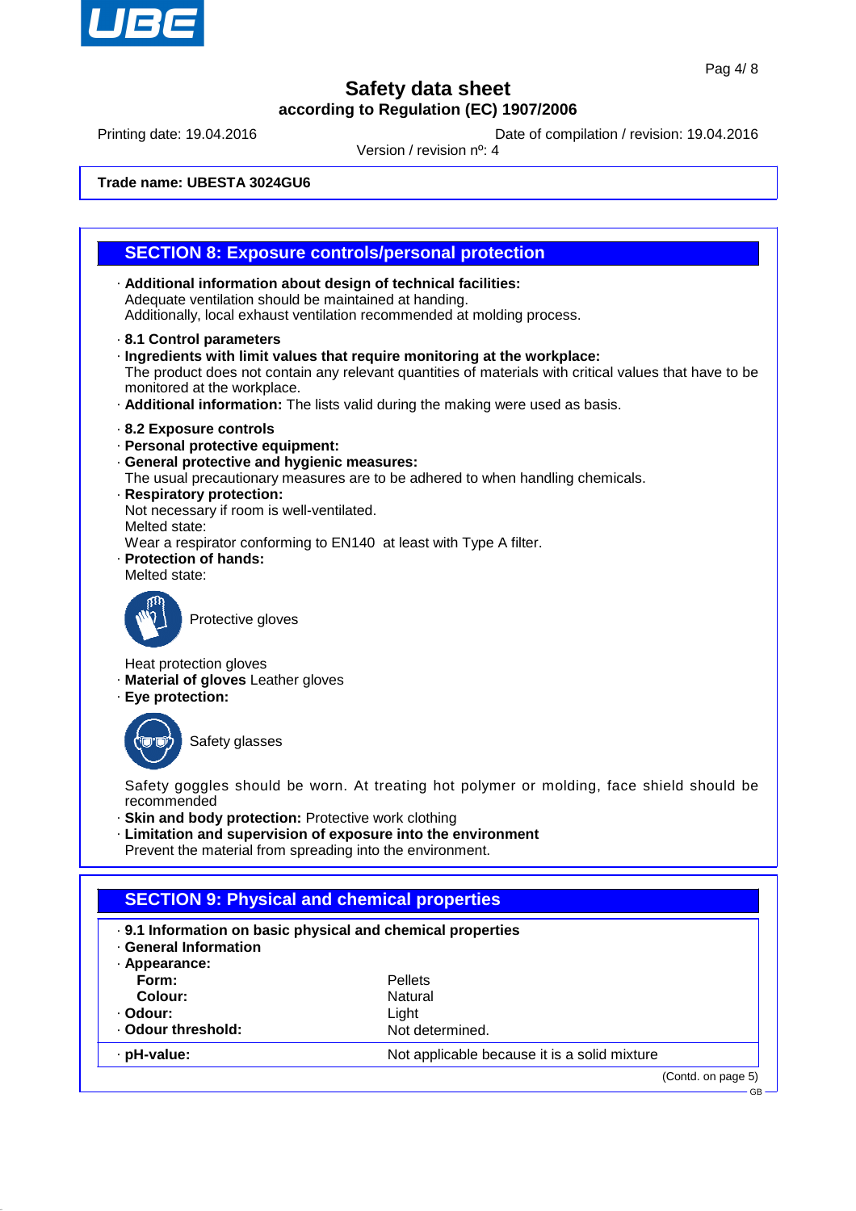**Trade name: UBESTA 3024GU6**

## SECTION 8: Exposure controls/personal protection

· **Additional information about design of technical facilities:**
Adequate ventilation should be maintained at handing.
Additionally, local exhaust ventilation recommended at molding process.

· **8.1 Control parameters**
· **Ingredients with limit values that require monitoring at the workplace:**
The product does not contain any relevant quantities of materials with critical values that have to be monitored at the workplace.
· **Additional information:** The lists valid during the making were used as basis.

· **8.2 Exposure controls**
· **Personal protective equipment:**
· **General protective and hygienic measures:**
The usual precautionary measures are to be adhered to when handling chemicals.
· **Respiratory protection:**
Not necessary if room is well-ventilated.
Melted state:
Wear a respirator conforming to EN140 at least with Type A filter.
· **Protection of hands:**
Melted state:

Protective gloves

Heat protection gloves
· **Material of gloves** Leather gloves
· **Eye protection:**

Safety glasses

Safety goggles should be worn. At treating hot polymer or molding, face shield should be recommended
· **Skin and body protection:** Protective work clothing
· **Limitation and supervision of exposure into the environment**
Prevent the material from spreading into the environment.

## SECTION 9: Physical and chemical properties

· **9.1 Information on basic physical and chemical properties**
· **General Information**
· **Appearance:**

| | |
|---|---|
| **Form:** | Pellets |
| **Colour:** | Natural |
| · **Odour:** | Light |
| · **Odour threshold:** | Not determined. |
| · **pH-value:** | Not applicable because it is a solid mixture |

(Contd. on page 5)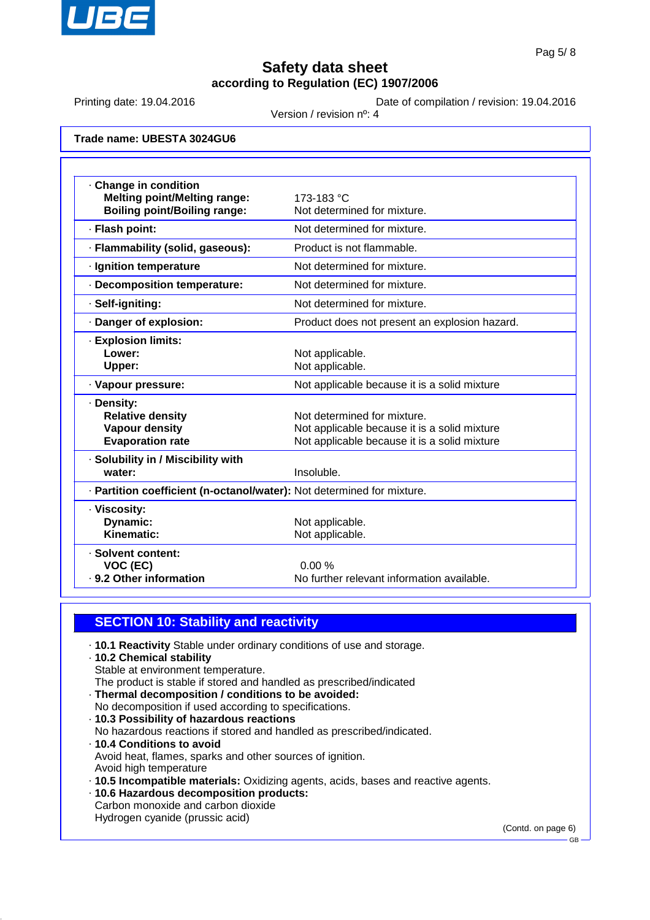# Safety data sheet

## according to Regulation (EC) 1907/2006

Printing date: 19.04.2016

Date of compilation / revision: 19.04.2016

Version / revision nº: 4

**Trade name: UBESTA 3024GU6**

| | |
|---|---|
| · **Change in condition** | |
| **Melting point/Melting range:** | 173-183 °C |
| **Boiling point/Boiling range:** | Not determined for mixture. |
| · **Flash point:** | Not determined for mixture. |
| · **Flammability (solid, gaseous):** | Product is not flammable. |
| · **Ignition temperature** | Not determined for mixture. |
| · **Decomposition temperature:** | Not determined for mixture. |
| · **Self-igniting:** | Not determined for mixture. |
| · **Danger of explosion:** | Product does not present an explosion hazard. |
| · **Explosion limits:** | |
| **Lower:** | Not applicable. |
| **Upper:** | Not applicable. |
| · **Vapour pressure:** | Not applicable because it is a solid mixture |
| · **Density:** | |
| **Relative density** | Not determined for mixture. |
| **Vapour density** | Not applicable because it is a solid mixture |
| **Evaporation rate** | Not applicable because it is a solid mixture |
| · **Solubility in / Miscibility with water:** | Insoluble. |
| · **Partition coefficient (n-octanol/water):** | Not determined for mixture. |
| · **Viscosity:** | |
| **Dynamic:** | Not applicable. |
| **Kinematic:** | Not applicable. |
| · **Solvent content:** | |
| **VOC (EC)** | 0.00 % |
| · **9.2 Other information** | No further relevant information available. |

## SECTION 10: Stability and reactivity

· **10.1 Reactivity** Stable under ordinary conditions of use and storage.

· **10.2 Chemical stability**
Stable at environment temperature.
The product is stable if stored and handled as prescribed/indicated

· **Thermal decomposition / conditions to be avoided:**
No decomposition if used according to specifications.

· **10.3 Possibility of hazardous reactions**
No hazardous reactions if stored and handled as prescribed/indicated.

· **10.4 Conditions to avoid**
Avoid heat, flames, sparks and other sources of ignition.
Avoid high temperature

· **10.5 Incompatible materials:** Oxidizing agents, acids, bases and reactive agents.

· **10.6 Hazardous decomposition products:**
Carbon monoxide and carbon dioxide
Hydrogen cyanide (prussic acid)

(Contd. on page 6)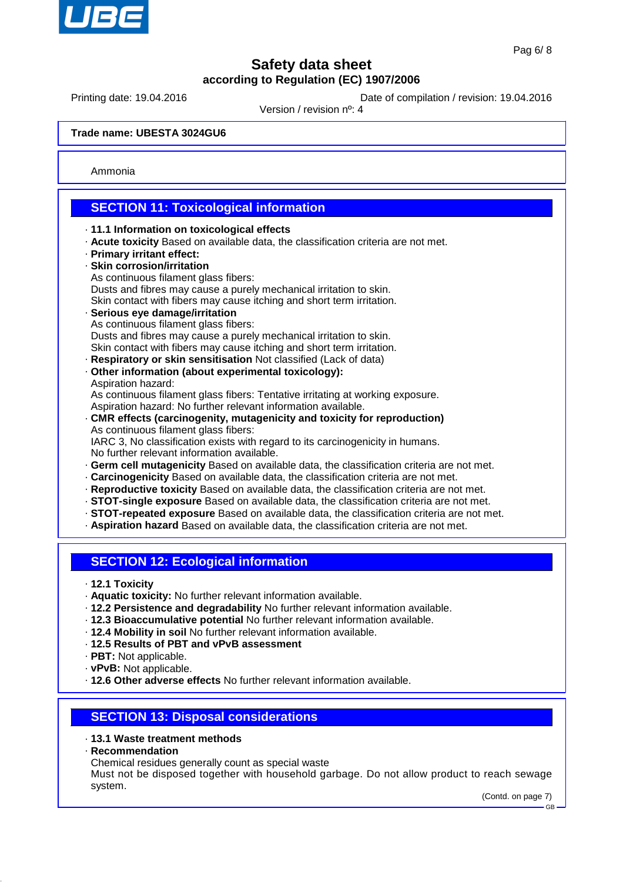Trade name: UBESTA 3024GU6

Ammonia

## SECTION 11: Toxicological information

· **11.1 Information on toxicological effects**
· **Acute toxicity** Based on available data, the classification criteria are not met.
· **Primary irritant effect:**
· **Skin corrosion/irritation**
As continuous filament glass fibers:
Dusts and fibres may cause a purely mechanical irritation to skin.
Skin contact with fibers may cause itching and short term irritation.
· **Serious eye damage/irritation**
As continuous filament glass fibers:
Dusts and fibres may cause a purely mechanical irritation to skin.
Skin contact with fibers may cause itching and short term irritation.
· **Respiratory or skin sensitisation** Not classified (Lack of data)
· **Other information (about experimental toxicology):**
Aspiration hazard:
As continuous filament glass fibers: Tentative irritating at working exposure.
Aspiration hazard: No further relevant information available.
· **CMR effects (carcinogenity, mutagenicity and toxicity for reproduction)**
As continuous filament glass fibers:
IARC 3, No classification exists with regard to its carcinogenicity in humans.
No further relevant information available.
· **Germ cell mutagenicity** Based on available data, the classification criteria are not met.
· **Carcinogenicity** Based on available data, the classification criteria are not met.
· **Reproductive toxicity** Based on available data, the classification criteria are not met.
· **STOT-single exposure** Based on available data, the classification criteria are not met.
· **STOT-repeated exposure** Based on available data, the classification criteria are not met.
· **Aspiration hazard** Based on available data, the classification criteria are not met.

## SECTION 12: Ecological information

· **12.1 Toxicity**
· **Aquatic toxicity:** No further relevant information available.
· **12.2 Persistence and degradability** No further relevant information available.
· **12.3 Bioaccumulative potential** No further relevant information available.
· **12.4 Mobility in soil** No further relevant information available.
· **12.5 Results of PBT and vPvB assessment**
· **PBT:** Not applicable.
· **vPvB:** Not applicable.
· **12.6 Other adverse effects** No further relevant information available.

## SECTION 13: Disposal considerations

· **13.1 Waste treatment methods**
· **Recommendation**
Chemical residues generally count as special waste
Must not be disposed together with household garbage. Do not allow product to reach sewage system.

(Contd. on page 7)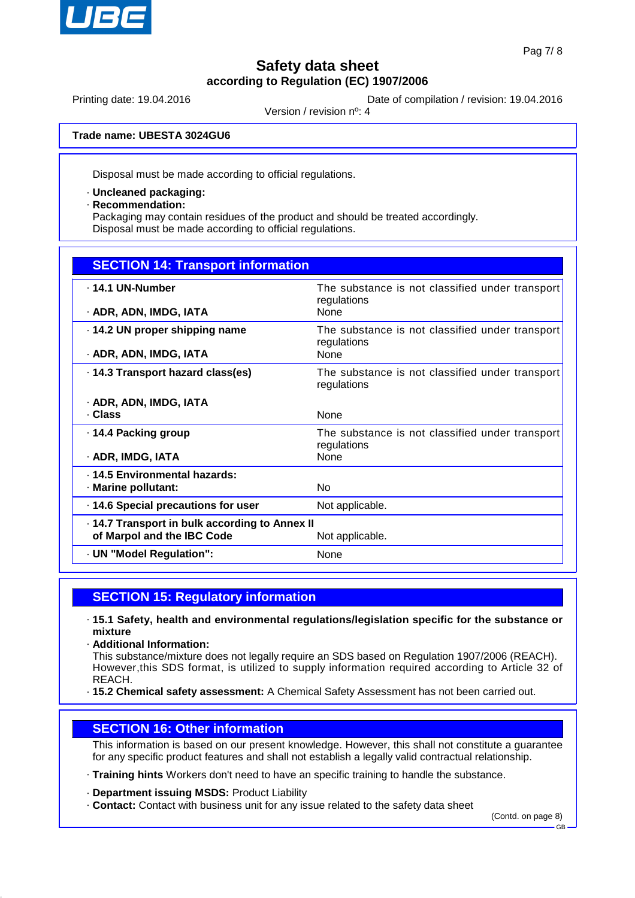# Safety data sheet

**according to Regulation (EC) 1907/2006**

Printing date: 19.04.2016 Date of compilation / revision: 19.04.2016

Version / revision nº: 4

**Trade name: UBESTA 3024GU6**

Disposal must be made according to official regulations.

· **Uncleaned packaging:**
· **Recommendation:**
Packaging may contain residues of the product and should be treated accordingly.
Disposal must be made according to official regulations.

## SECTION 14: Transport information

| | |
|---|---|
| · **14.1 UN-Number** | The substance is not classified under transport regulations |
| · **ADR, ADN, IMDG, IATA** | None |
| · **14.2 UN proper shipping name** | The substance is not classified under transport regulations |
| · **ADR, ADN, IMDG, IATA** | None |
| · **14.3 Transport hazard class(es)** | The substance is not classified under transport regulations |
| · **ADR, ADN, IMDG, IATA** | |
| · **Class** | None |
| · **14.4 Packing group** | The substance is not classified under transport regulations |
| · **ADR, IMDG, IATA** | None |
| · **14.5 Environmental hazards:** | |
| · **Marine pollutant:** | No |
| · **14.6 Special precautions for user** | Not applicable. |
| · **14.7 Transport in bulk according to Annex II of Marpol and the IBC Code** | Not applicable. |
| · **UN "Model Regulation":** | None |

## SECTION 15: Regulatory information

· **15.1 Safety, health and environmental regulations/legislation specific for the substance or mixture**

· **Additional Information:**
This substance/mixture does not legally require an SDS based on Regulation 1907/2006 (REACH). However,this SDS format, is utilized to supply information required according to Article 32 of REACH.

· **15.2 Chemical safety assessment:** A Chemical Safety Assessment has not been carried out.

## SECTION 16: Other information

This information is based on our present knowledge. However, this shall not constitute a guarantee for any specific product features and shall not establish a legally valid contractual relationship.

· **Training hints** Workers don't need to have an specific training to handle the substance.

· **Department issuing MSDS:** Product Liability
· **Contact:** Contact with business unit for any issue related to the safety data sheet

(Contd. on page 8)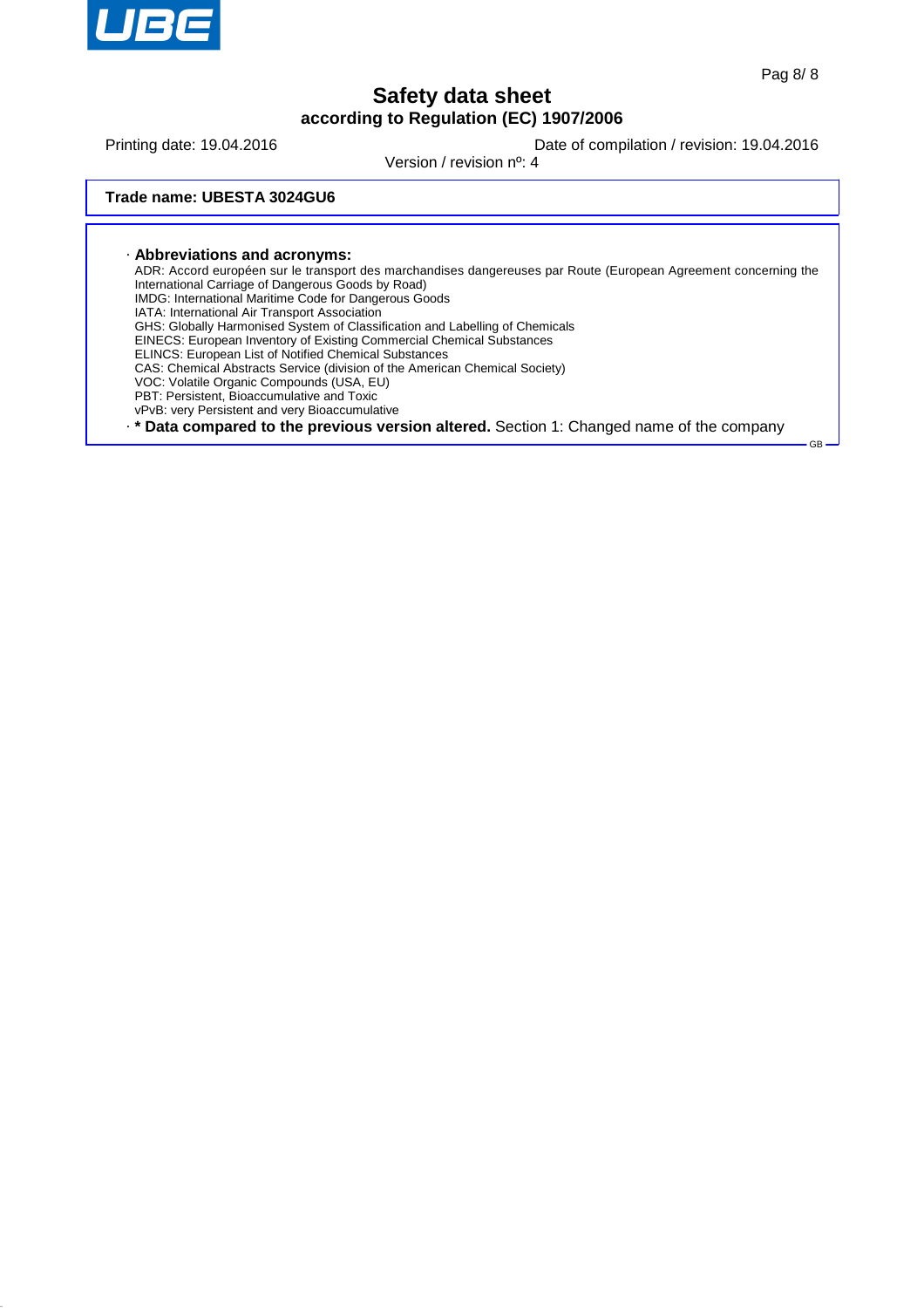Trade name: UBESTA 3024GU6

· **Abbreviations and acronyms:**
ADR: Accord européen sur le transport des marchandises dangereuses par Route (European Agreement concerning the International Carriage of Dangerous Goods by Road)
IMDG: International Maritime Code for Dangerous Goods
IATA: International Air Transport Association
GHS: Globally Harmonised System of Classification and Labelling of Chemicals
EINECS: European Inventory of Existing Commercial Chemical Substances
ELINCS: European List of Notified Chemical Substances
CAS: Chemical Abstracts Service (division of the American Chemical Society)
VOC: Volatile Organic Compounds (USA, EU)
PBT: Persistent, Bioaccumulative and Toxic
vPvB: very Persistent and very Bioaccumulative

· **\* Data compared to the previous version altered.** Section 1: Changed name of the company